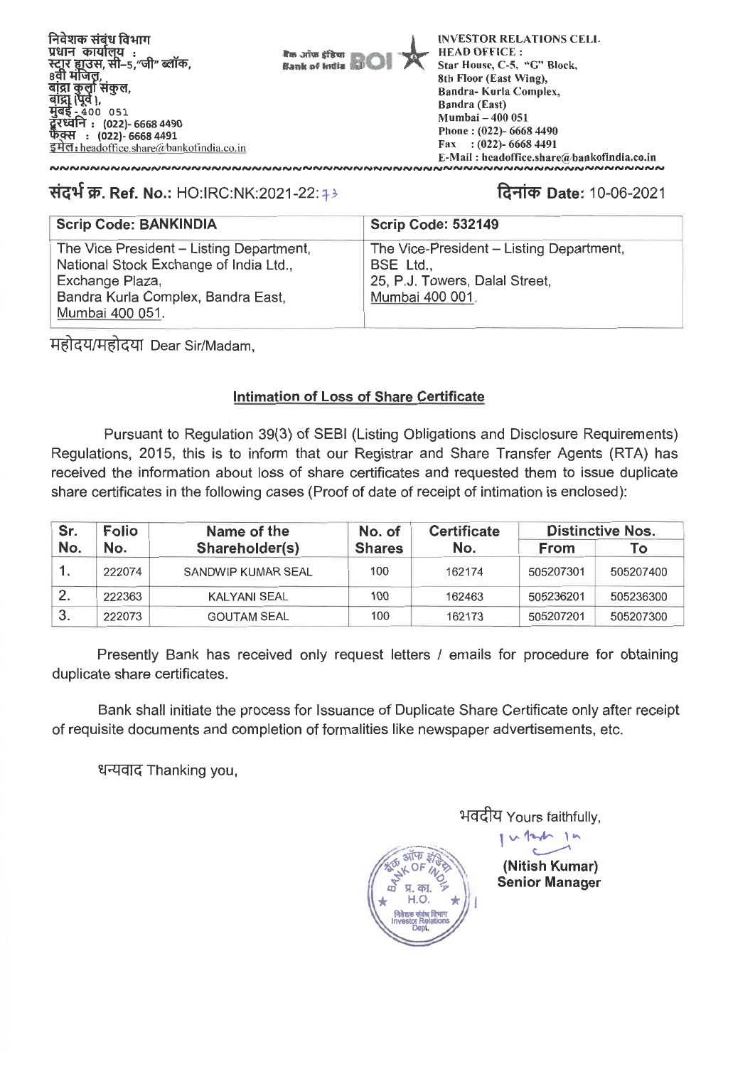निवेशक संबंध विभाग
प्रधान कार्यालय :
स्टार हाउस, सी–5,"जी" ब्लॉक,
8वी मंजिल,
बांद्रा कुर्ला संकुल,
बांद्रा (पूर्व),
मुंबई - 400 051
दूरध्वनि : (022)- 6668 4490
फैक्स : (022)- 6668 4491
इमेल: headoffice.share@bankofindia.co.in

बैंक ऑफ इंडिया Bank of India BOI

INVESTOR RELATIONS CELL
HEAD OFFICE :
Star House, C-5, "G" Block,
8th Floor (East Wing),
Bandra- Kurla Complex,
Bandra (East)
Mumbai – 400 051
Phone : (022)- 6668 4490
Fax : (022)- 6668 4491
E-Mail : headoffice.share@bankofindia.co.in

**संदर्भ क्र. Ref. No.:** HO:IRC:NK:2021-22:73

**दिनांक Date:** 10-06-2021

| Scrip Code: BANKINDIA | Scrip Code: 532149 |
|---|---|
| The Vice President – Listing Department, National Stock Exchange of India Ltd., Exchange Plaza, Bandra Kurla Complex, Bandra East, Mumbai 400 051. | The Vice-President – Listing Department, BSE Ltd., 25, P.J. Towers, Dalal Street, Mumbai 400 001. |

महोदय/महोदया Dear Sir/Madam,

**Intimation of Loss of Share Certificate**

Pursuant to Regulation 39(3) of SEBI (Listing Obligations and Disclosure Requirements) Regulations, 2015, this is to inform that our Registrar and Share Transfer Agents (RTA) has received the information about loss of share certificates and requested them to issue duplicate share certificates in the following cases (Proof of date of receipt of intimation is enclosed):

| Sr. No. | Folio No. | Name of the Shareholder(s) | No. of Shares | Certificate No. | Distinctive Nos. | |
|---|---|---|---|---|---|---|
| | | | | | From | To |
| 1. | 222074 | SANDWIP KUMAR SEAL | 100 | 162174 | 505207301 | 505207400 |
| 2. | 222363 | KALYANI SEAL | 100 | 162463 | 505236201 | 505236300 |
| 3. | 222073 | GOUTAM SEAL | 100 | 162173 | 505207201 | 505207300 |

Presently Bank has received only request letters / emails for procedure for obtaining duplicate share certificates.

Bank shall initiate the process for Issuance of Duplicate Share Certificate only after receipt of requisite documents and completion of formalities like newspaper advertisements, etc.

धन्यवाद Thanking you,

भवदीय Yours faithfully,

**(Nitish Kumar)**
**Senior Manager**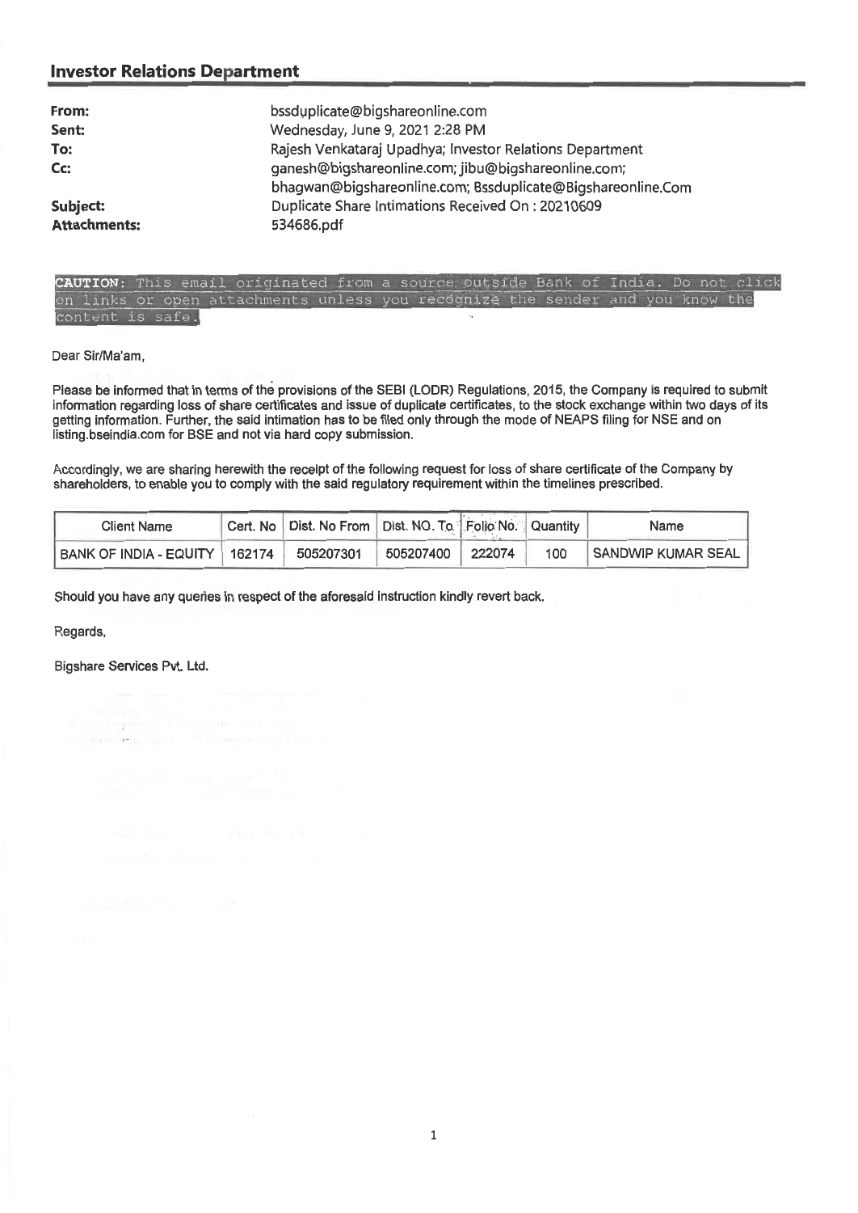## Investor Relations Department

| | |
|---|---|
| **From:** | bssduplicate@bigshareonline.com |
| **Sent:** | Wednesday, June 9, 2021 2:28 PM |
| **To:** | Rajesh Venkataraj Upadhya; Investor Relations Department |
| **Cc:** | ganesh@bigshareonline.com; jibu@bigshareonline.com; bhagwan@bigshareonline.com; Bssduplicate@Bigshareonline.Com |
| **Subject:** | Duplicate Share Intimations Received On : 20210609 |
| **Attachments:** | 534686.pdf |

**CAUTION:** This email originated from a source outside Bank of India. Do not click on links or open attachments unless you recognize the sender and you know the content is safe.

Dear Sir/Ma'am,

Please be informed that in terms of the provisions of the SEBI (LODR) Regulations, 2015, the Company is required to submit information regarding loss of share certificates and issue of duplicate certificates, to the stock exchange within two days of its getting information. Further, the said intimation has to be filed only through the mode of NEAPS filing for NSE and on listing.bseindia.com for BSE and not via hard copy submission.

Accordingly, we are sharing herewith the receipt of the following request for loss of share certificate of the Company by shareholders, to enable you to comply with the said regulatory requirement within the timelines prescribed.

| Client Name | Cert. No | Dist. No From | Dist. NO. To | Folio No. | Quantity | Name |
|---|---|---|---|---|---|---|
| BANK OF INDIA - EQUITY | 162174 | 505207301 | 505207400 | 222074 | 100 | SANDWIP KUMAR SEAL |

Should you have any queries in respect of the aforesaid instruction kindly revert back.

Regards,

Bigshare Services Pvt. Ltd.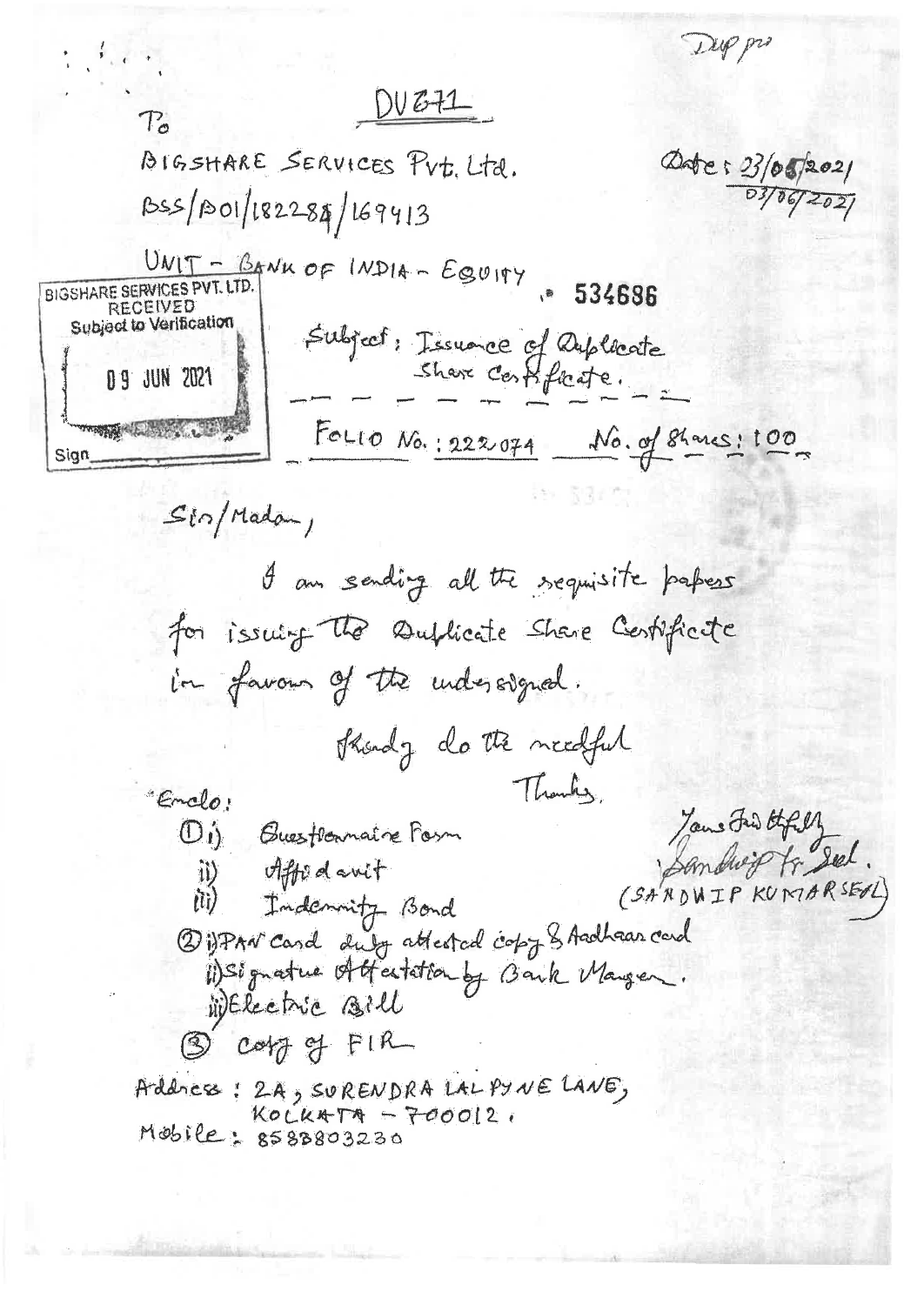Dup pro

DU671

To
BIGSHARE SERVICES Pvt. Ltd.
BSS/B01/182284/169413

Date: 23/05/2021
03/06/2021

UNIT - BANK OF INDIA - EQUITY

534686

BIGSHARE SERVICES PVT. LTD.
RECEIVED
Subject to Verification
09 JUN 2021
Sign

Subject: Issuance of Duplicate Share Certificate.

FOLIO No.: 222074 No. of Shares: 100

Sir/Madam,

I am sending all the requisite papers for issuing the Duplicate Share Certificate in favour of the undersigned.

Kindly do the needful

Thanks.

Yours faithfully
Sandwip Kr. Seal.
(SANDWIP KUMAR SEAL)

Enclo:

1. i) Questionnaire Form
   ii) Affidavit
   iii) Indemnity Bond
2. i) PAN card duly attested copy & Aadhaar card
   ii) Signature Attestation by Bank Manager.
   iii) Electric Bill
3. Copy of FIR

Address: 2A, SURENDRA LAL PYNE LANE,
KOLKATA - 700012.
Mobile: 8583803230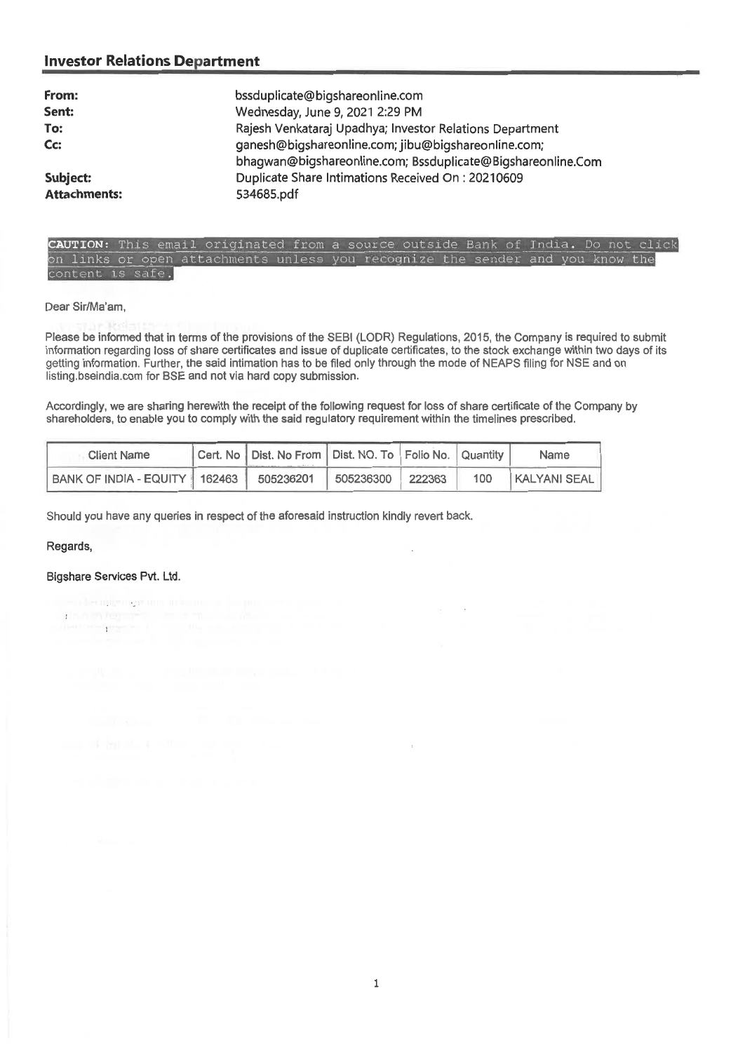## Investor Relations Department

| | |
|---|---|
| **From:** | bssduplicate@bigshareonline.com |
| **Sent:** | Wednesday, June 9, 2021 2:29 PM |
| **To:** | Rajesh Venkataraj Upadhya; Investor Relations Department |
| **Cc:** | ganesh@bigshareonline.com; jibu@bigshareonline.com; bhagwan@bigshareonline.com; Bssduplicate@Bigshareonline.Com |
| **Subject:** | Duplicate Share Intimations Received On : 20210609 |
| **Attachments:** | 534685.pdf |

**CAUTION:** This email originated from a source outside Bank of India. Do not click on links or open attachments unless you recognize the sender and you know the content is safe.

Dear Sir/Ma'am,

Please be informed that in terms of the provisions of the SEBI (LODR) Regulations, 2015, the Company is required to submit information regarding loss of share certificates and issue of duplicate certificates, to the stock exchange within two days of its getting information. Further, the said intimation has to be filed only through the mode of NEAPS filing for NSE and on listing.bseindia.com for BSE and not via hard copy submission.

Accordingly, we are sharing herewith the receipt of the following request for loss of share certificate of the Company by shareholders, to enable you to comply with the said regulatory requirement within the timelines prescribed.

| Client Name | Cert. No | Dist. No From | Dist. NO. To | Folio No. | Quantity | Name |
|---|---|---|---|---|---|---|
| BANK OF INDIA - EQUITY | 162463 | 505236201 | 505236300 | 222363 | 100 | KALYANI SEAL |

Should you have any queries in respect of the aforesaid instruction kindly revert back.

Regards,

Bigshare Services Pvt. Ltd.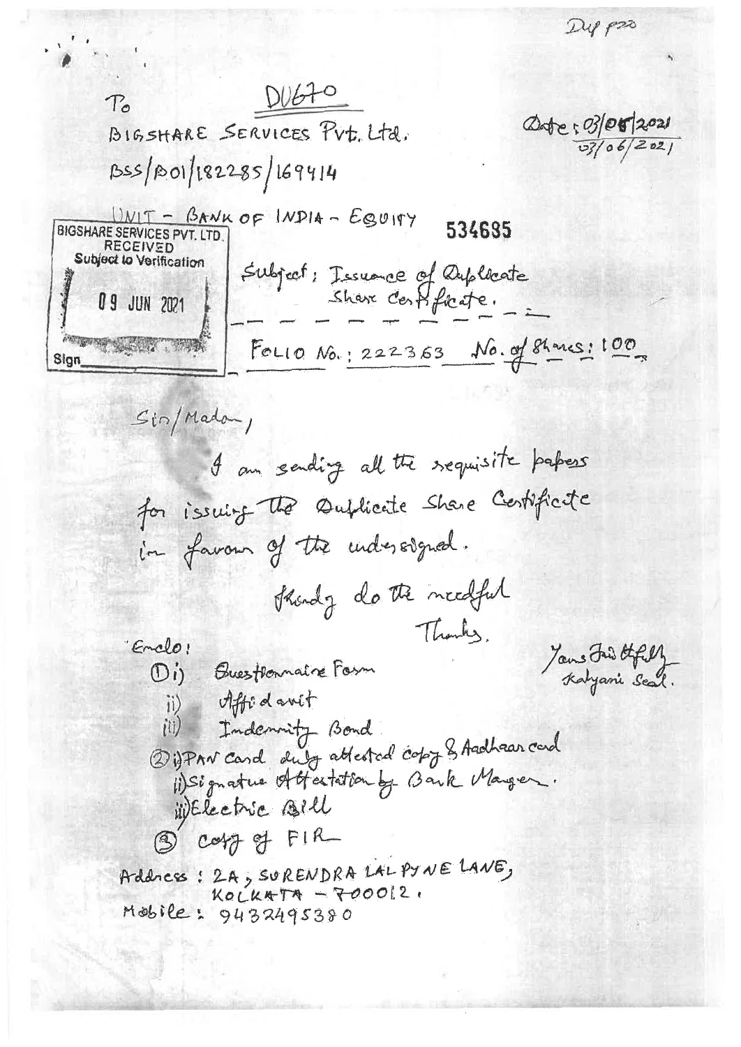Dup p20

To

D1670

BIGSHARE SERVICES Pvt. Ltd.

BSS/B01/182285/169414

Date: 03/05/2021
03/06/2021

UNIT - BANK OF INDIA - EQUITY

534685

BIGSHARE SERVICES PVT. LTD.
RECEIVED
Subject to Verification
09 JUN 2021
Sign

Subject: Issuance of Duplicate Share Certificate.

FOLIO No.: 222363   No. of Shares: 100

Sir/Madam,

I am sending all the requisite papers for issuing the Duplicate Share Certificate in favour of the undersigned.

Kindly do the needful

Thanks.

Yours Faithfully
Kalyani Seal.

Enclo:

1. i) Questionnaire Form
   ii) Affidavit
   iii) Indemnity Bond
2. i) PAN Card duly attested copy & Aadhaar card
   ii) Signature Attestation by Bank Manager.
   iii) Electric Bill
3. Copy of FIR

Address: 2A, SURENDRA LAL PYNE LANE,
KOLKATA - 700012.

Mobile: 9432495380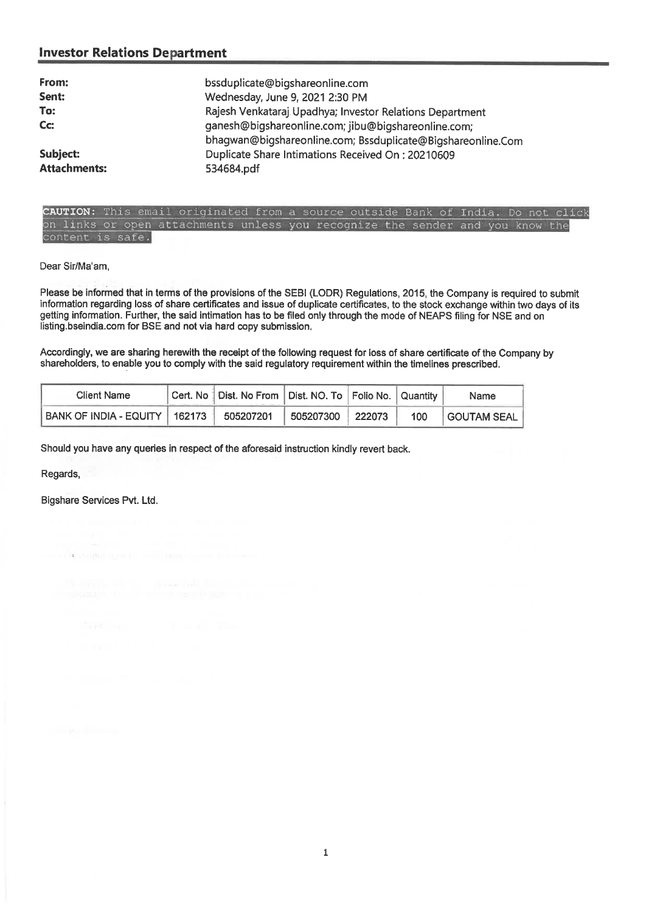## Investor Relations Department

| | |
|---|---|
| **From:** | bssduplicate@bigshareonline.com |
| **Sent:** | Wednesday, June 9, 2021 2:30 PM |
| **To:** | Rajesh Venkataraj Upadhya; Investor Relations Department |
| **Cc:** | ganesh@bigshareonline.com; jibu@bigshareonline.com; bhagwan@bigshareonline.com; Bssduplicate@Bigshareonline.Com |
| **Subject:** | Duplicate Share Intimations Received On : 20210609 |
| **Attachments:** | 534684.pdf |

**CAUTION:** This email originated from a source outside Bank of India. Do not click on links or open attachments unless you recognize the sender and you know the content is safe.

Dear Sir/Ma'am,

Please be informed that in terms of the provisions of the SEBI (LODR) Regulations, 2015, the Company is required to submit information regarding loss of share certificates and issue of duplicate certificates, to the stock exchange within two days of its getting information. Further, the said intimation has to be filed only through the mode of NEAPS filing for NSE and on listing.bseindia.com for BSE and not via hard copy submission.

Accordingly, we are sharing herewith the receipt of the following request for loss of share certificate of the Company by shareholders, to enable you to comply with the said regulatory requirement within the timelines prescribed.

| Client Name | Cert. No | Dist. No From | Dist. NO. To | Folio No. | Quantity | Name |
|---|---|---|---|---|---|---|
| BANK OF INDIA - EQUITY | 162173 | 505207201 | 505207300 | 222073 | 100 | GOUTAM SEAL |

Should you have any queries in respect of the aforesaid instruction kindly revert back.

Regards,

Bigshare Services Pvt. Ltd.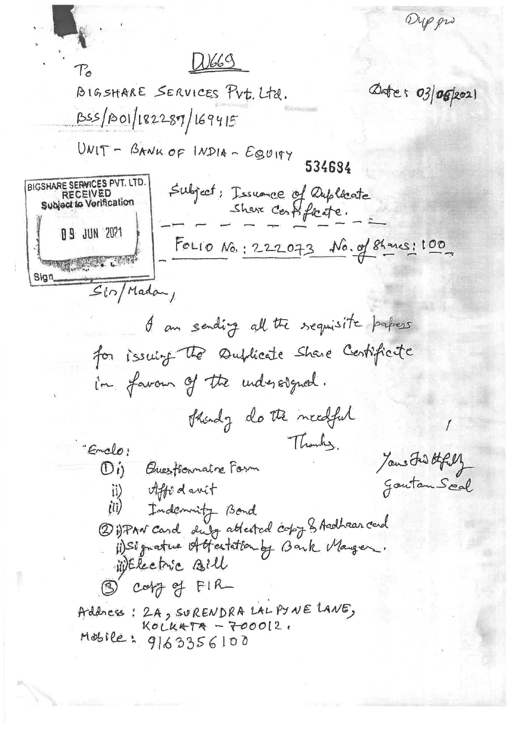Dup pro

D/669

To

BIGSHARE SERVICES Pvt. Ltd.

BSS/BO1/182287/169415

Date: 03/06/2021

UNIT - BANK OF INDIA - EQUITY

534684

BIGSHARE SERVICES PVT. LTD.
RECEIVED
Subject to Verification

09 JUN 2021

Sign

Subject: Issuance of Duplicate Share Certificate.

FOLIO No.: 222073 No. of Shares: 100

Sir/Madam,

I am sending all the requisite papers for issuing the Duplicate Share Certificate in favour of the undersigned.

Kindly do the needful

Thanks.

Yours Faithfully
Gautam Seal

Enclo:

1. i) Questionnaire Form
   ii) Affidavit
   iii) Indemnity Bond
2. i) PAN card duly attested copy & Aadhaar card
   ii) Signature Attestation by Bank Manager.
   iii) Electric Bill
3. Copy of FIR

Address: 2A, SURENDRA LAL PYNE LANE, KOLKATA - 700012.

Mobile: 9163356100